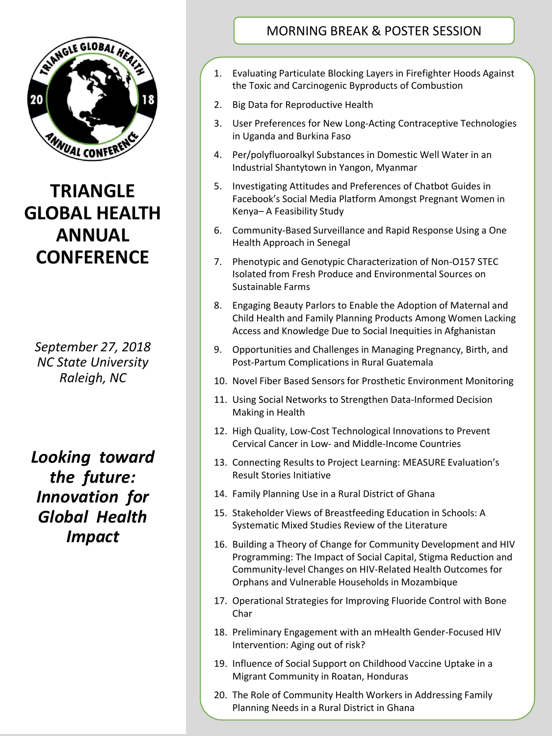# TRIANGLE GLOBAL HEALTH ANNUAL CONFERENCE

*September 27, 2018*
*NC State University*
*Raleigh, NC*

***Looking toward the future: Innovation for Global Health Impact***

## MORNING BREAK & POSTER SESSION

1. Evaluating Particulate Blocking Layers in Firefighter Hoods Against the Toxic and Carcinogenic Byproducts of Combustion
2. Big Data for Reproductive Health
3. User Preferences for New Long-Acting Contraceptive Technologies in Uganda and Burkina Faso
4. Per/polyfluoroalkyl Substances in Domestic Well Water in an Industrial Shantytown in Yangon, Myanmar
5. Investigating Attitudes and Preferences of Chatbot Guides in Facebook's Social Media Platform Amongst Pregnant Women in Kenya– A Feasibility Study
6. Community-Based Surveillance and Rapid Response Using a One Health Approach in Senegal
7. Phenotypic and Genotypic Characterization of Non-O157 STEC Isolated from Fresh Produce and Environmental Sources on Sustainable Farms
8. Engaging Beauty Parlors to Enable the Adoption of Maternal and Child Health and Family Planning Products Among Women Lacking Access and Knowledge Due to Social Inequities in Afghanistan
9. Opportunities and Challenges in Managing Pregnancy, Birth, and Post-Partum Complications in Rural Guatemala
10. Novel Fiber Based Sensors for Prosthetic Environment Monitoring
11. Using Social Networks to Strengthen Data-Informed Decision Making in Health
12. High Quality, Low-Cost Technological Innovations to Prevent Cervical Cancer in Low- and Middle-Income Countries
13. Connecting Results to Project Learning: MEASURE Evaluation's Result Stories Initiative
14. Family Planning Use in a Rural District of Ghana
15. Stakeholder Views of Breastfeeding Education in Schools: A Systematic Mixed Studies Review of the Literature
16. Building a Theory of Change for Community Development and HIV Programming: The Impact of Social Capital, Stigma Reduction and Community-level Changes on HIV-Related Health Outcomes for Orphans and Vulnerable Households in Mozambique
17. Operational Strategies for Improving Fluoride Control with Bone Char
18. Preliminary Engagement with an mHealth Gender-Focused HIV Intervention: Aging out of risk?
19. Influence of Social Support on Childhood Vaccine Uptake in a Migrant Community in Roatan, Honduras
20. The Role of Community Health Workers in Addressing Family Planning Needs in a Rural District in Ghana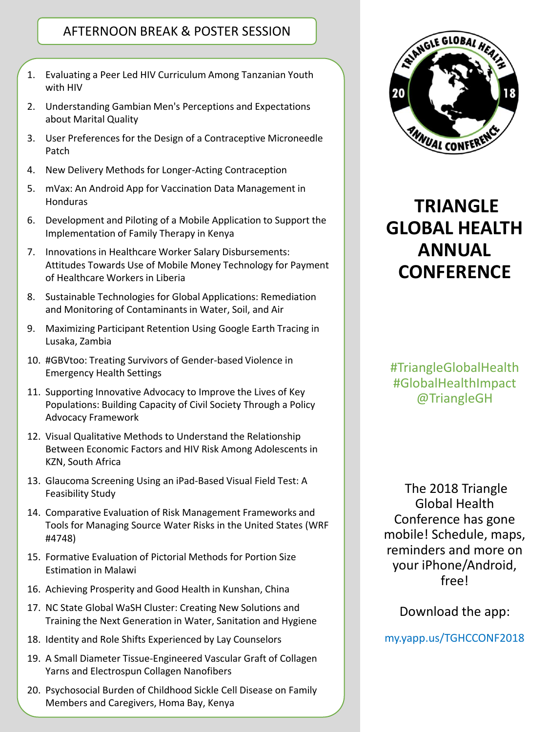## AFTERNOON BREAK & POSTER SESSION

1. Evaluating a Peer Led HIV Curriculum Among Tanzanian Youth with HIV
2. Understanding Gambian Men's Perceptions and Expectations about Marital Quality
3. User Preferences for the Design of a Contraceptive Microneedle Patch
4. New Delivery Methods for Longer-Acting Contraception
5. mVax: An Android App for Vaccination Data Management in Honduras
6. Development and Piloting of a Mobile Application to Support the Implementation of Family Therapy in Kenya
7. Innovations in Healthcare Worker Salary Disbursements: Attitudes Towards Use of Mobile Money Technology for Payment of Healthcare Workers in Liberia
8. Sustainable Technologies for Global Applications: Remediation and Monitoring of Contaminants in Water, Soil, and Air
9. Maximizing Participant Retention Using Google Earth Tracing in Lusaka, Zambia
10. #GBVtoo: Treating Survivors of Gender-based Violence in Emergency Health Settings
11. Supporting Innovative Advocacy to Improve the Lives of Key Populations: Building Capacity of Civil Society Through a Policy Advocacy Framework
12. Visual Qualitative Methods to Understand the Relationship Between Economic Factors and HIV Risk Among Adolescents in KZN, South Africa
13. Glaucoma Screening Using an iPad-Based Visual Field Test: A Feasibility Study
14. Comparative Evaluation of Risk Management Frameworks and Tools for Managing Source Water Risks in the United States (WRF #4748)
15. Formative Evaluation of Pictorial Methods for Portion Size Estimation in Malawi
16. Achieving Prosperity and Good Health in Kunshan, China
17. NC State Global WaSH Cluster: Creating New Solutions and Training the Next Generation in Water, Sanitation and Hygiene
18. Identity and Role Shifts Experienced by Lay Counselors
19. A Small Diameter Tissue-Engineered Vascular Graft of Collagen Yarns and Electrospun Collagen Nanofibers
20. Psychosocial Burden of Childhood Sickle Cell Disease on Family Members and Caregivers, Homa Bay, Kenya

TRIANGLE GLOBAL HEALTH ANNUAL CONFERENCE 2018

# TRIANGLE GLOBAL HEALTH ANNUAL CONFERENCE

#TriangleGlobalHealth
#GlobalHealthImpact
@TriangleGH

The 2018 Triangle Global Health Conference has gone mobile! Schedule, maps, reminders and more on your iPhone/Android, free!

Download the app:

my.yapp.us/TGHCCONF2018